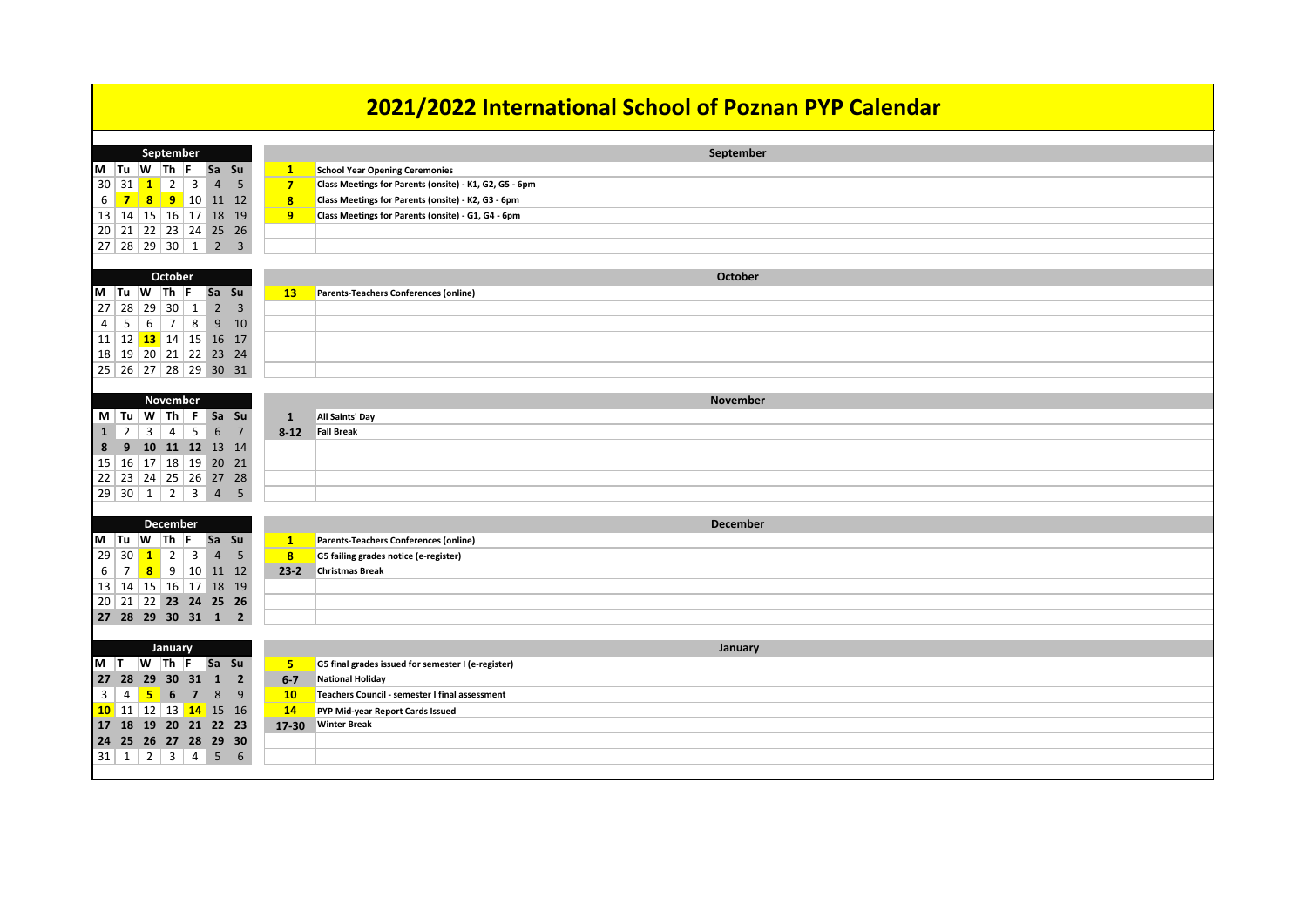# 2021/2022 International School of Poznan PYP Calendar

## September

| M | Tu | W | Th | F | Sa | Su |
|---|---|---|---|---|---|---|
| 30 | 31 | 1 | 2 | 3 | 4 | 5 |
| 6 | 7 | 8 | 9 | 10 | 11 | 12 |
| 13 | 14 | 15 | 16 | 17 | 18 | 19 |
| 20 | 21 | 22 | 23 | 24 | 25 | 26 |
| 27 | 28 | 29 | 30 | 1 | 2 | 3 |

| Date | Event |
|---|---|
| 1 | School Year Opening Ceremonies |
| 7 | Class Meetings for Parents (onsite) - K1, G2, G5 - 6pm |
| 8 | Class Meetings for Parents (onsite) - K2, G3 - 6pm |
| 9 | Class Meetings for Parents (onsite) - G1, G4 - 6pm |

## October

| M | Tu | W | Th | F | Sa | Su |
|---|---|---|---|---|---|---|
| 27 | 28 | 29 | 30 | 1 | 2 | 3 |
| 4 | 5 | 6 | 7 | 8 | 9 | 10 |
| 11 | 12 | 13 | 14 | 15 | 16 | 17 |
| 18 | 19 | 20 | 21 | 22 | 23 | 24 |
| 25 | 26 | 27 | 28 | 29 | 30 | 31 |

| Date | Event |
|---|---|
| 13 | Parents-Teachers Conferences (online) |

## November

| M | Tu | W | Th | F | Sa | Su |
|---|---|---|---|---|---|---|
| 1 | 2 | 3 | 4 | 5 | 6 | 7 |
| 8 | 9 | 10 | 11 | 12 | 13 | 14 |
| 15 | 16 | 17 | 18 | 19 | 20 | 21 |
| 22 | 23 | 24 | 25 | 26 | 27 | 28 |
| 29 | 30 | 1 | 2 | 3 | 4 | 5 |

| Date | Event |
|---|---|
| 1 | All Saints' Day |
| 8-12 | Fall Break |

## December

| M | Tu | W | Th | F | Sa | Su |
|---|---|---|---|---|---|---|
| 29 | 30 | 1 | 2 | 3 | 4 | 5 |
| 6 | 7 | 8 | 9 | 10 | 11 | 12 |
| 13 | 14 | 15 | 16 | 17 | 18 | 19 |
| 20 | 21 | 22 | 23 | 24 | 25 | 26 |
| 27 | 28 | 29 | 30 | 31 | 1 | 2 |

| Date | Event |
|---|---|
| 1 | Parents-Teachers Conferences (online) |
| 8 | G5 failing grades notice (e-register) |
| 23-2 | Christmas Break |

## January

| M | T | W | Th | F | Sa | Su |
|---|---|---|---|---|---|---|
| 27 | 28 | 29 | 30 | 31 | 1 | 2 |
| 3 | 4 | 5 | 6 | 7 | 8 | 9 |
| 10 | 11 | 12 | 13 | 14 | 15 | 16 |
| 17 | 18 | 19 | 20 | 21 | 22 | 23 |
| 24 | 25 | 26 | 27 | 28 | 29 | 30 |
| 31 | 1 | 2 | 3 | 4 | 5 | 6 |

| Date | Event |
|---|---|
| 5 | G5 final grades issued for semester I (e-register) |
| 6-7 | National Holiday |
| 10 | Teachers Council - semester I final assessment |
| 14 | PYP Mid-year Report Cards Issued |
| 17-30 | Winter Break |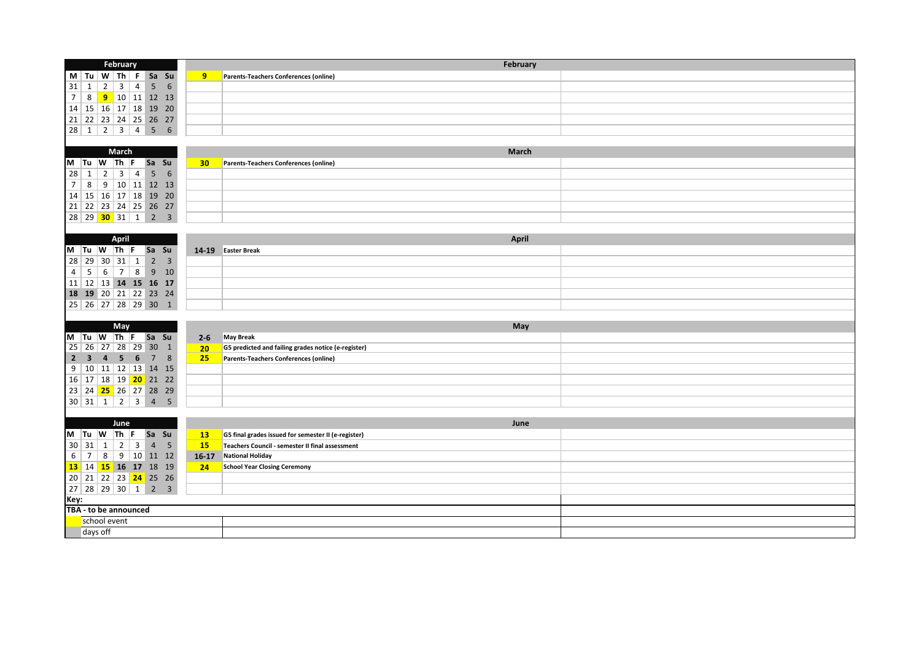| February | | | | | | |
|---|---|---|---|---|---|---|
| M | Tu | W | Th | F | Sa | Su |
| 31 | 1 | 2 | 3 | 4 | 5 | 6 |
| 7 | 8 | 9 | 10 | 11 | 12 | 13 |
| 14 | 15 | 16 | 17 | 18 | 19 | 20 |
| 21 | 22 | 23 | 24 | 25 | 26 | 27 |
| 28 | 1 | 2 | 3 | 4 | 5 | 6 |

| February | |
|---|---|
| 9 | Parents-Teachers Conferences (online) |

| March | | | | | | |
|---|---|---|---|---|---|---|
| M | Tu | W | Th | F | Sa | Su |
| 28 | 1 | 2 | 3 | 4 | 5 | 6 |
| 7 | 8 | 9 | 10 | 11 | 12 | 13 |
| 14 | 15 | 16 | 17 | 18 | 19 | 20 |
| 21 | 22 | 23 | 24 | 25 | 26 | 27 |
| 28 | 29 | 30 | 31 | 1 | 2 | 3 |

| March | |
|---|---|
| 30 | Parents-Teachers Conferences (online) |

| April | | | | | | |
|---|---|---|---|---|---|---|
| M | Tu | W | Th | F | Sa | Su |
| 28 | 29 | 30 | 31 | 1 | 2 | 3 |
| 4 | 5 | 6 | 7 | 8 | 9 | 10 |
| 11 | 12 | 13 | 14 | 15 | 16 | 17 |
| 18 | 19 | 20 | 21 | 22 | 23 | 24 |
| 25 | 26 | 27 | 28 | 29 | 30 | 1 |

| April | |
|---|---|
| 14-19 | Easter Break |

| May | | | | | | |
|---|---|---|---|---|---|---|
| M | Tu | W | Th | F | Sa | Su |
| 25 | 26 | 27 | 28 | 29 | 30 | 1 |
| 2 | 3 | 4 | 5 | 6 | 7 | 8 |
| 9 | 10 | 11 | 12 | 13 | 14 | 15 |
| 16 | 17 | 18 | 19 | 20 | 21 | 22 |
| 23 | 24 | 25 | 26 | 27 | 28 | 29 |
| 30 | 31 | 1 | 2 | 3 | 4 | 5 |

| May | |
|---|---|
| 2-6 | May Break |
| 20 | G5 predicted and failing grades notice (e-register) |
| 25 | Parents-Teachers Conferences (online) |

| June | | | | | | |
|---|---|---|---|---|---|---|
| M | Tu | W | Th | F | Sa | Su |
| 30 | 31 | 1 | 2 | 3 | 4 | 5 |
| 6 | 7 | 8 | 9 | 10 | 11 | 12 |
| 13 | 14 | 15 | 16 | 17 | 18 | 19 |
| 20 | 21 | 22 | 23 | 24 | 25 | 26 |
| 27 | 28 | 29 | 30 | 1 | 2 | 3 |

| June | |
|---|---|
| 13 | G5 final grades issued for semester II (e-register) |
| 15 | Teachers Council - semester II final assessment |
| 16-17 | National Holiday |
| 24 | School Year Closing Ceremony |

**Key:**

**TBA - to be announced**

| | |
|---|---|
| (yellow) | school event |
| (grey) | days off |